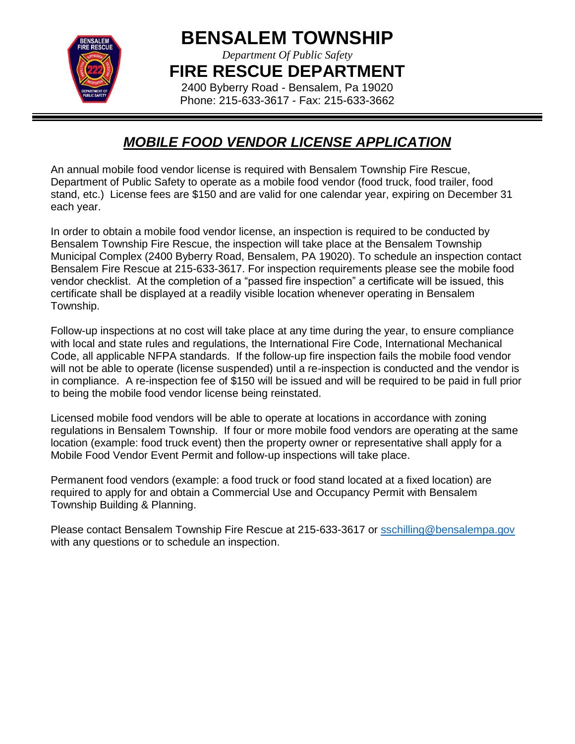# BENSALEM TOWNSHIP

*Department Of Public Safety*

## FIRE RESCUE DEPARTMENT

2400 Byberry Road - Bensalem, Pa 19020
Phone: 215-633-3617 - Fax: 215-633-3662

---

## ***MOBILE FOOD VENDOR LICENSE APPLICATION***

An annual mobile food vendor license is required with Bensalem Township Fire Rescue, Department of Public Safety to operate as a mobile food vendor (food truck, food trailer, food stand, etc.) License fees are $150 and are valid for one calendar year, expiring on December 31 each year.

In order to obtain a mobile food vendor license, an inspection is required to be conducted by Bensalem Township Fire Rescue, the inspection will take place at the Bensalem Township Municipal Complex (2400 Byberry Road, Bensalem, PA 19020). To schedule an inspection contact Bensalem Fire Rescue at 215-633-3617. For inspection requirements please see the mobile food vendor checklist. At the completion of a "passed fire inspection" a certificate will be issued, this certificate shall be displayed at a readily visible location whenever operating in Bensalem Township.

Follow-up inspections at no cost will take place at any time during the year, to ensure compliance with local and state rules and regulations, the International Fire Code, International Mechanical Code, all applicable NFPA standards. If the follow-up fire inspection fails the mobile food vendor will not be able to operate (license suspended) until a re-inspection is conducted and the vendor is in compliance. A re-inspection fee of $150 will be issued and will be required to be paid in full prior to being the mobile food vendor license being reinstated.

Licensed mobile food vendors will be able to operate at locations in accordance with zoning regulations in Bensalem Township. If four or more mobile food vendors are operating at the same location (example: food truck event) then the property owner or representative shall apply for a Mobile Food Vendor Event Permit and follow-up inspections will take place.

Permanent food vendors (example: a food truck or food stand located at a fixed location) are required to apply for and obtain a Commercial Use and Occupancy Permit with Bensalem Township Building & Planning.

Please contact Bensalem Township Fire Rescue at 215-633-3617 or sschilling@bensalempa.gov with any questions or to schedule an inspection.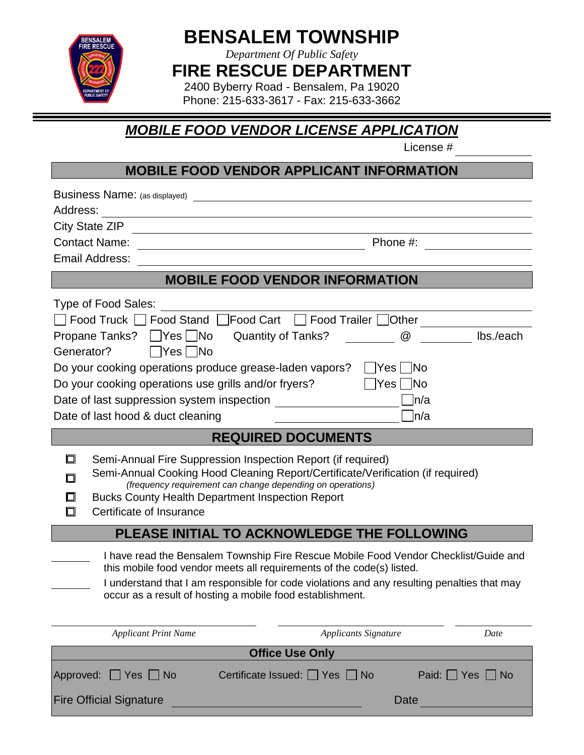# BENSALEM TOWNSHIP

*Department Of Public Safety*

## FIRE RESCUE DEPARTMENT

2400 Byberry Road - Bensalem, Pa 19020
Phone: 215-633-3617 - Fax: 215-633-3662

## *MOBILE FOOD VENDOR LICENSE APPLICATION*

License # ____________

### MOBILE FOOD VENDOR APPLICANT INFORMATION

Business Name: (as displayed) ____________________

Address: ____________________

City State ZIP ____________________

Contact Name: ____________________ Phone #: ____________

Email Address: ____________________

### MOBILE FOOD VENDOR INFORMATION

Type of Food Sales: ____________________

☐ Food Truck ☐ Food Stand ☐ Food Cart ☐ Food Trailer ☐ Other ____________

Propane Tanks? ☐ Yes ☐ No Quantity of Tanks? ________ @ ________ lbs./each

Generator? ☐ Yes ☐ No

Do your cooking operations produce grease-laden vapors? ☐ Yes ☐ No

Do your cooking operations use grills and/or fryers? ☐ Yes ☐ No

Date of last suppression system inspection ____________ ☐ n/a

Date of last hood & duct cleaning ____________ ☐ n/a

### REQUIRED DOCUMENTS

- ☐ Semi-Annual Fire Suppression Inspection Report (if required)
- ☐ Semi-Annual Cooking Hood Cleaning Report/Certificate/Verification (if required)
  *(frequency requirement can change depending on operations)*
- ☐ Bucks County Health Department Inspection Report
- ☐ Certificate of Insurance

### PLEASE INITIAL TO ACKNOWLEDGE THE FOLLOWING

________ I have read the Bensalem Township Fire Rescue Mobile Food Vendor Checklist/Guide and this mobile food vendor meets all requirements of the code(s) listed.

________ I understand that I am responsible for code violations and any resulting penalties that may occur as a result of hosting a mobile food establishment.

____________________ ____________________ ____________

*Applicant Print Name* *Applicants Signature* *Date*

### Office Use Only

Approved: ☐ Yes ☐ No Certificate Issued: ☐ Yes ☐ No Paid: ☐ Yes ☐ No

Fire Official Signature ____________________ Date ____________